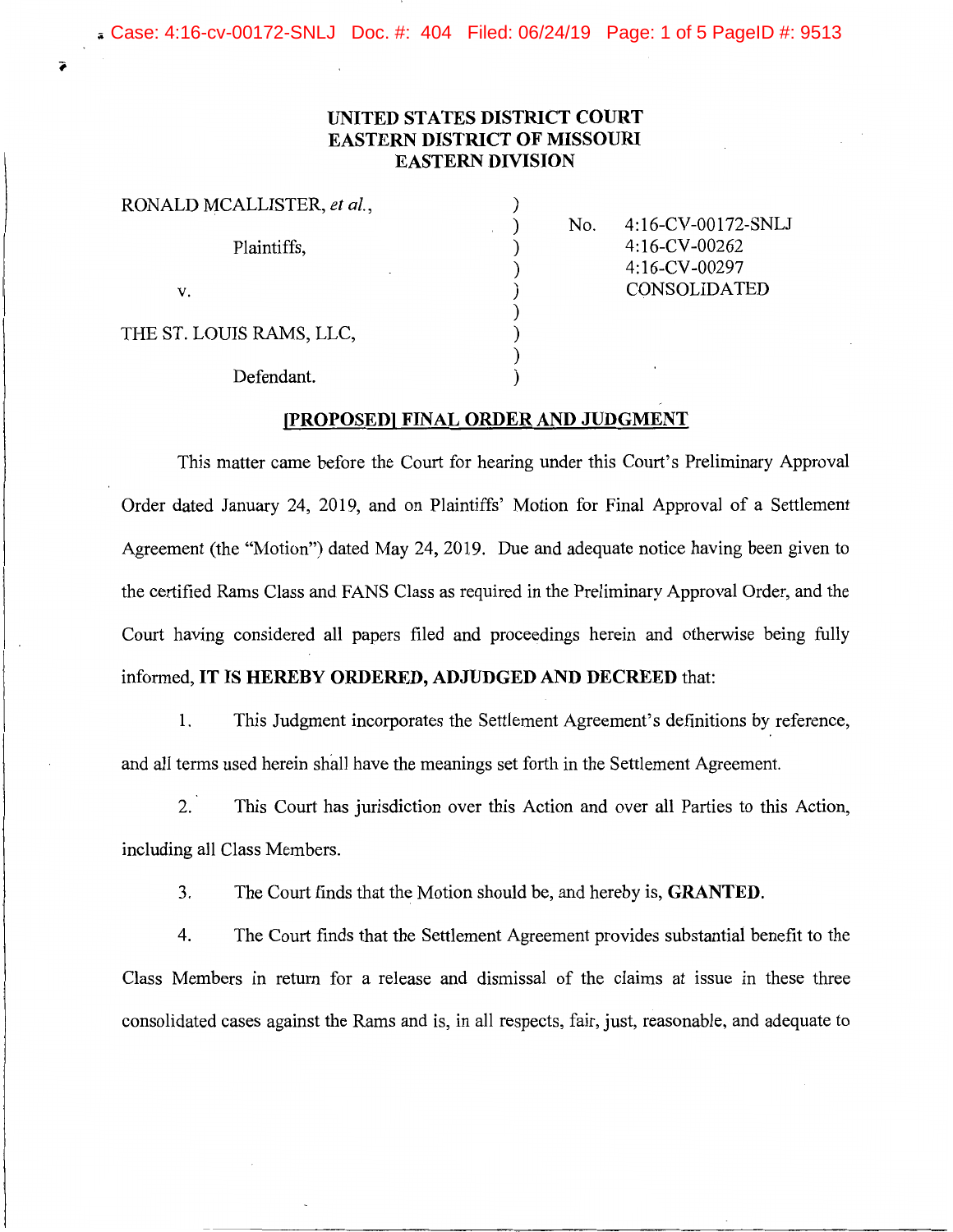UNITED STATES DISTRICT COURT
EASTERN DISTRICT OF MISSOURI
EASTERN DIVISION

| | | |
|---|---|---|
| RONALD MCALLISTER, *et al.*, | ) | No. 4:16-CV-00172-SNLJ |
| Plaintiffs, | ) | 4:16-CV-00262 |
| v. | ) | 4:16-CV-00297 |
| THE ST. LOUIS RAMS, LLC, | ) | CONSOLIDATED |
| Defendant. | ) | |

## [PROPOSED] FINAL ORDER AND JUDGMENT

This matter came before the Court for hearing under this Court's Preliminary Approval Order dated January 24, 2019, and on Plaintiffs' Motion for Final Approval of a Settlement Agreement (the "Motion") dated May 24, 2019. Due and adequate notice having been given to the certified Rams Class and FANS Class as required in the Preliminary Approval Order, and the Court having considered all papers filed and proceedings herein and otherwise being fully informed, **IT IS HEREBY ORDERED, ADJUDGED AND DECREED** that:

1. This Judgment incorporates the Settlement Agreement's definitions by reference, and all terms used herein shall have the meanings set forth in the Settlement Agreement.

2. This Court has jurisdiction over this Action and over all Parties to this Action, including all Class Members.

3. The Court finds that the Motion should be, and hereby is, **GRANTED**.

4. The Court finds that the Settlement Agreement provides substantial benefit to the Class Members in return for a release and dismissal of the claims at issue in these three consolidated cases against the Rams and is, in all respects, fair, just, reasonable, and adequate to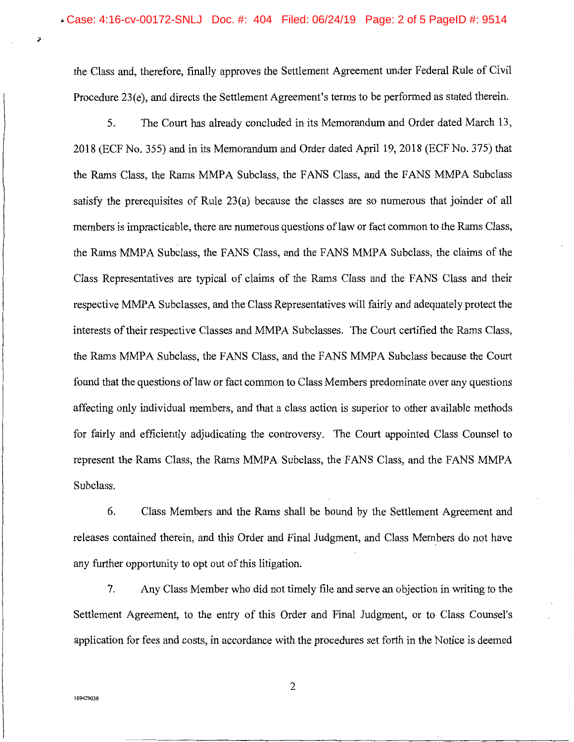the Class and, therefore, finally approves the Settlement Agreement under Federal Rule of Civil Procedure 23(e), and directs the Settlement Agreement's terms to be performed as stated therein.

5. The Court has already concluded in its Memorandum and Order dated March 13, 2018 (ECF No. 355) and in its Memorandum and Order dated April 19, 2018 (ECF No. 375) that the Rams Class, the Rams MMPA Subclass, the FANS Class, and the FANS MMPA Subclass satisfy the prerequisites of Rule 23(a) because the classes are so numerous that joinder of all members is impracticable, there are numerous questions of law or fact common to the Rams Class, the Rams MMPA Subclass, the FANS Class, and the FANS MMPA Subclass, the claims of the Class Representatives are typical of claims of the Rams Class and the FANS Class and their respective MMPA Subclasses, and the Class Representatives will fairly and adequately protect the interests of their respective Classes and MMPA Subclasses. The Court certified the Rams Class, the Rams MMPA Subclass, the FANS Class, and the FANS MMPA Subclass because the Court found that the questions of law or fact common to Class Members predominate over any questions affecting only individual members, and that a class action is superior to other available methods for fairly and efficiently adjudicating the controversy. The Court appointed Class Counsel to represent the Rams Class, the Rams MMPA Subclass, the FANS Class, and the FANS MMPA Subclass.

6. Class Members and the Rams shall be bound by the Settlement Agreement and releases contained therein, and this Order and Final Judgment, and Class Members do not have any further opportunity to opt out of this litigation.

7. Any Class Member who did not timely file and serve an objection in writing to the Settlement Agreement, to the entry of this Order and Final Judgment, or to Class Counsel's application for fees and costs, in accordance with the procedures set forth in the Notice is deemed

109429038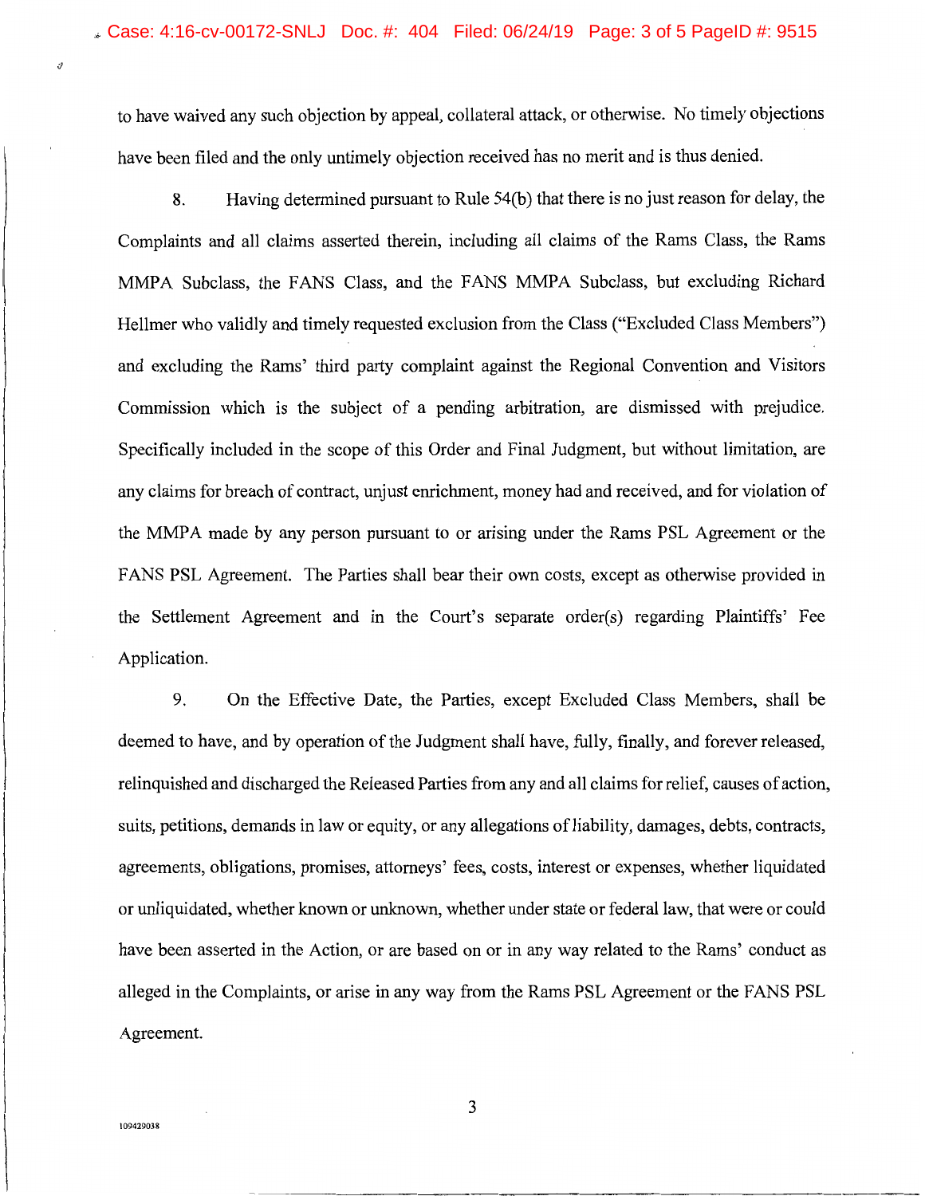to have waived any such objection by appeal, collateral attack, or otherwise. No timely objections have been filed and the only untimely objection received has no merit and is thus denied.

8. Having determined pursuant to Rule 54(b) that there is no just reason for delay, the Complaints and all claims asserted therein, including all claims of the Rams Class, the Rams MMPA Subclass, the FANS Class, and the FANS MMPA Subclass, but excluding Richard Hellmer who validly and timely requested exclusion from the Class ("Excluded Class Members") and excluding the Rams' third party complaint against the Regional Convention and Visitors Commission which is the subject of a pending arbitration, are dismissed with prejudice. Specifically included in the scope of this Order and Final Judgment, but without limitation, are any claims for breach of contract, unjust enrichment, money had and received, and for violation of the MMPA made by any person pursuant to or arising under the Rams PSL Agreement or the FANS PSL Agreement. The Parties shall bear their own costs, except as otherwise provided in the Settlement Agreement and in the Court's separate order(s) regarding Plaintiffs' Fee Application.

9. On the Effective Date, the Parties, except Excluded Class Members, shall be deemed to have, and by operation of the Judgment shall have, fully, finally, and forever released, relinquished and discharged the Released Parties from any and all claims for relief, causes of action, suits, petitions, demands in law or equity, or any allegations of liability, damages, debts, contracts, agreements, obligations, promises, attorneys' fees, costs, interest or expenses, whether liquidated or unliquidated, whether known or unknown, whether under state or federal law, that were or could have been asserted in the Action, or are based on or in any way related to the Rams' conduct as alleged in the Complaints, or arise in any way from the Rams PSL Agreement or the FANS PSL Agreement.

109429038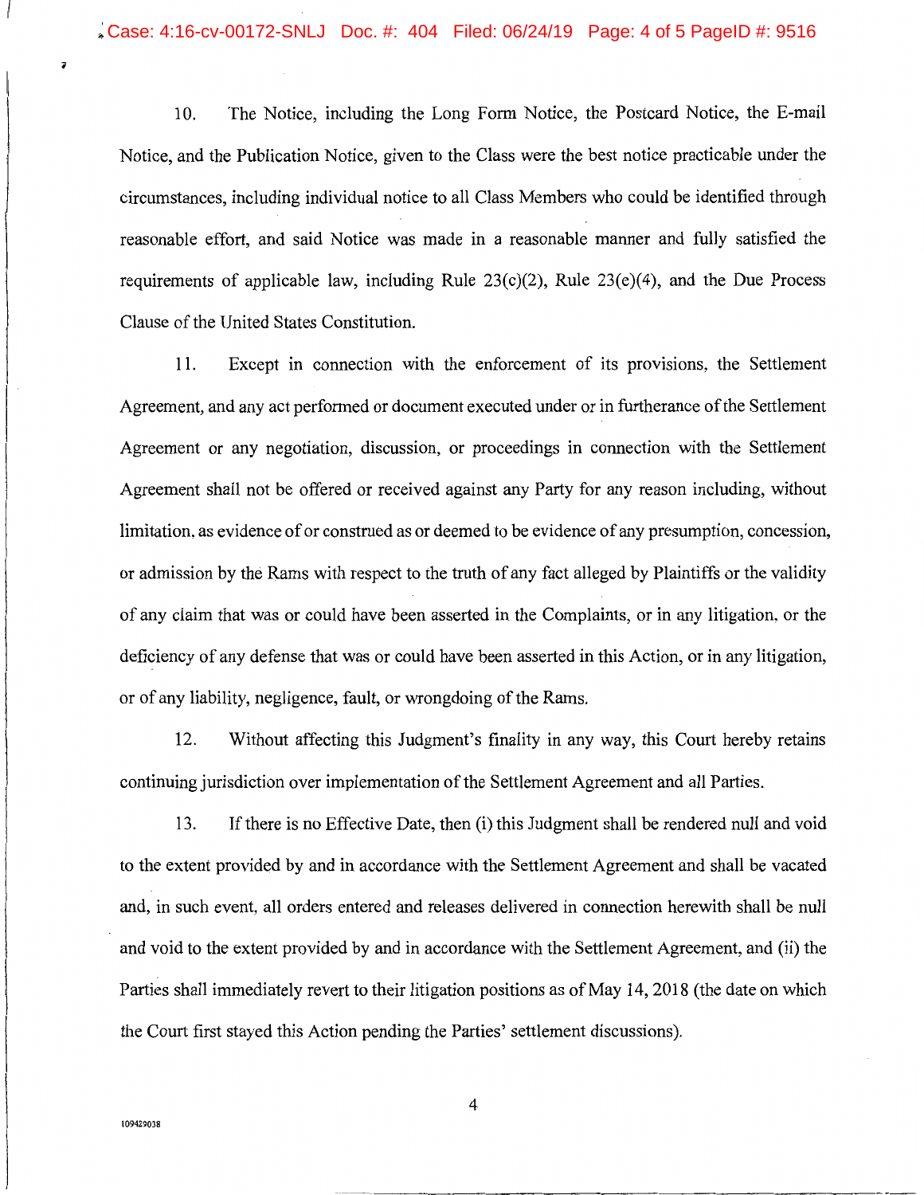10. The Notice, including the Long Form Notice, the Postcard Notice, the E-mail Notice, and the Publication Notice, given to the Class were the best notice practicable under the circumstances, including individual notice to all Class Members who could be identified through reasonable effort, and said Notice was made in a reasonable manner and fully satisfied the requirements of applicable law, including Rule 23(c)(2), Rule 23(e)(4), and the Due Process Clause of the United States Constitution.

11. Except in connection with the enforcement of its provisions, the Settlement Agreement, and any act performed or document executed under or in furtherance of the Settlement Agreement or any negotiation, discussion, or proceedings in connection with the Settlement Agreement shall not be offered or received against any Party for any reason including, without limitation, as evidence of or construed as or deemed to be evidence of any presumption, concession, or admission by the Rams with respect to the truth of any fact alleged by Plaintiffs or the validity of any claim that was or could have been asserted in the Complaints, or in any litigation, or the deficiency of any defense that was or could have been asserted in this Action, or in any litigation, or of any liability, negligence, fault, or wrongdoing of the Rams.

12. Without affecting this Judgment's finality in any way, this Court hereby retains continuing jurisdiction over implementation of the Settlement Agreement and all Parties.

13. If there is no Effective Date, then (i) this Judgment shall be rendered null and void to the extent provided by and in accordance with the Settlement Agreement and shall be vacated and, in such event, all orders entered and releases delivered in connection herewith shall be null and void to the extent provided by and in accordance with the Settlement Agreement, and (ii) the Parties shall immediately revert to their litigation positions as of May 14, 2018 (the date on which the Court first stayed this Action pending the Parties' settlement discussions).

109429038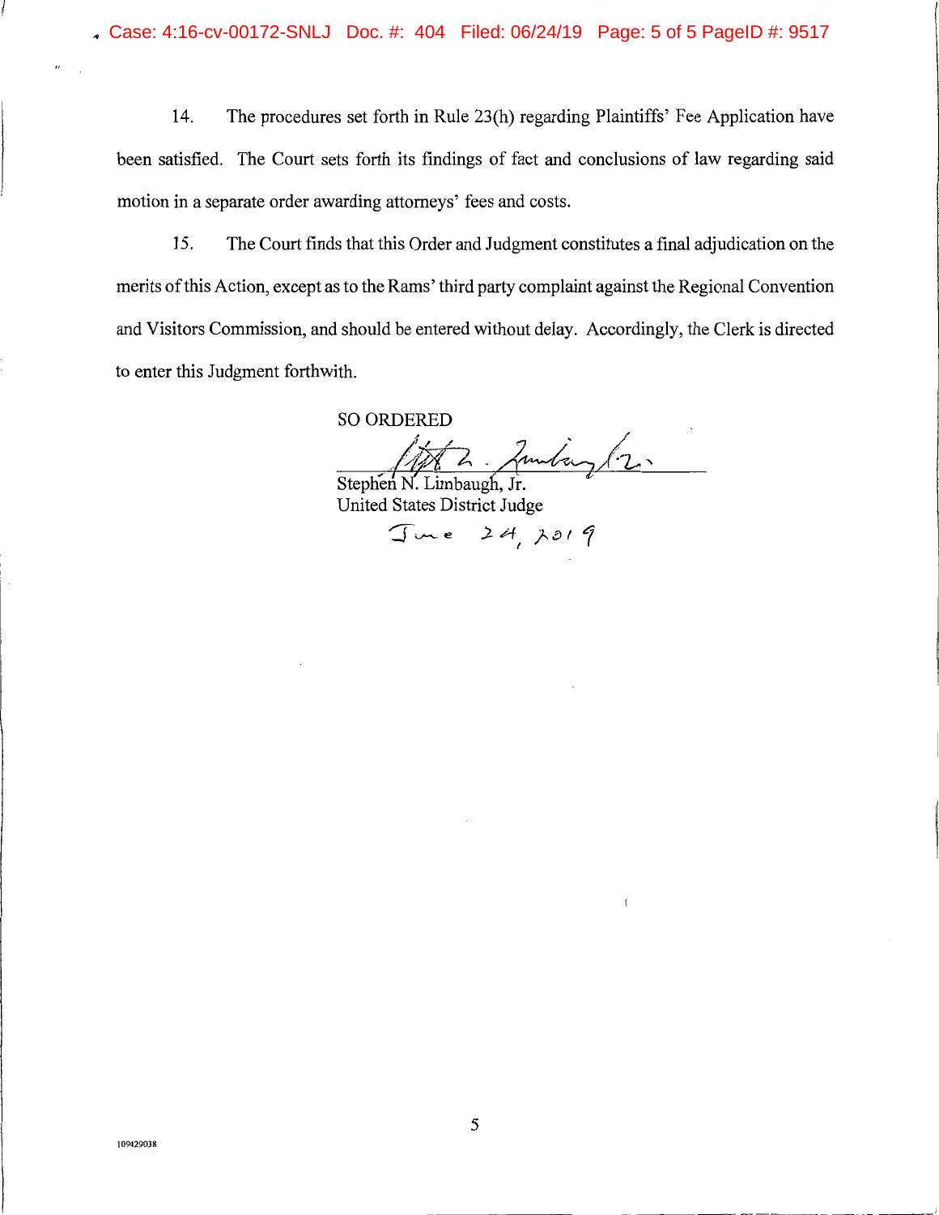14. The procedures set forth in Rule 23(h) regarding Plaintiffs' Fee Application have been satisfied. The Court sets forth its findings of fact and conclusions of law regarding said motion in a separate order awarding attorneys' fees and costs.

15. The Court finds that this Order and Judgment constitutes a final adjudication on the merits of this Action, except as to the Rams' third party complaint against the Regional Convention and Visitors Commission, and should be entered without delay. Accordingly, the Clerk is directed to enter this Judgment forthwith.

SO ORDERED

Stephen N. Limbaugh, Jr.
United States District Judge
June 24, 2019

109429038